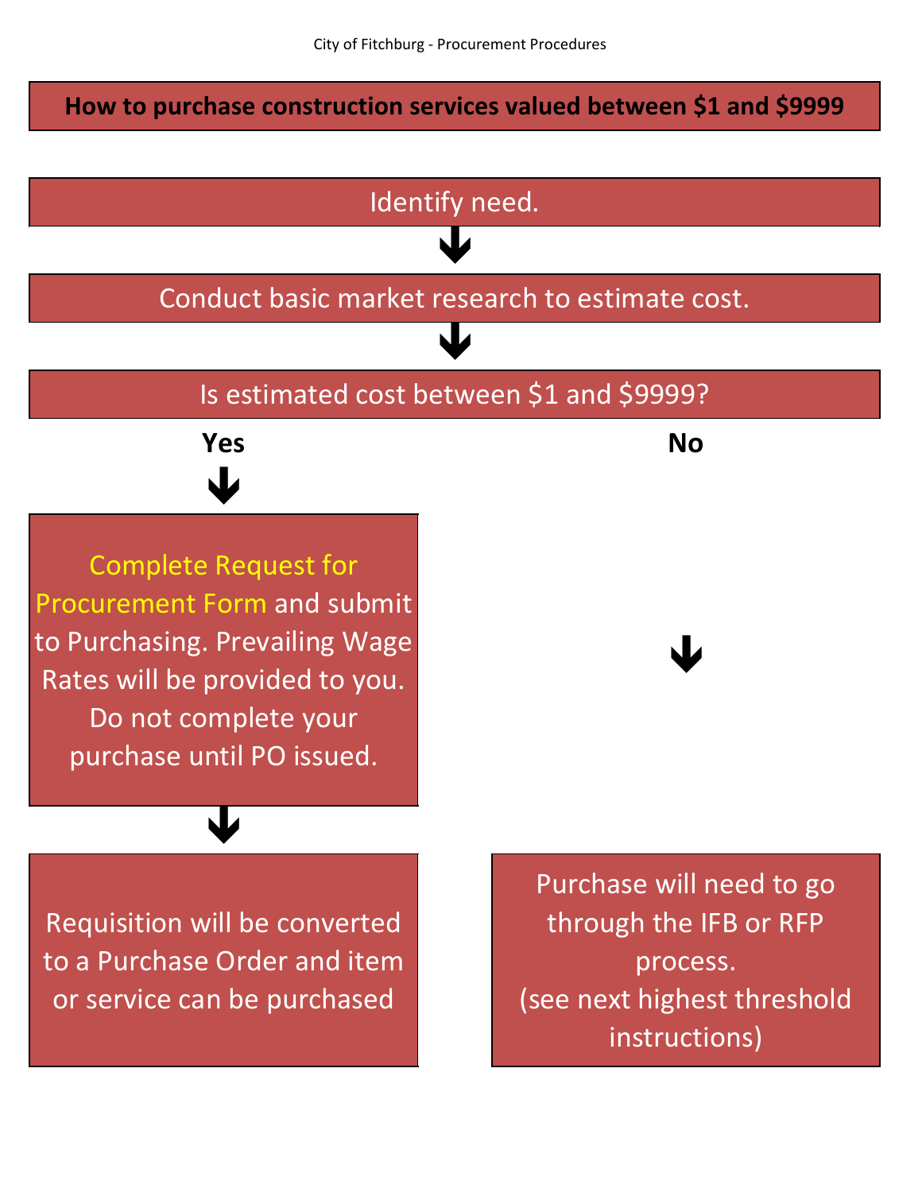# How to purchase construction services valued between $1 and $9999

Identify need.

↓

Conduct basic market research to estimate cost.

↓

Is estimated cost between $1 and $9999?

**Yes**

↓

Complete Request for Procurement Form and submit to Purchasing. Prevailing Wage Rates will be provided to you. Do not complete your purchase until PO issued.

↓

Requisition will be converted to a Purchase Order and item or service can be purchased

**No**

↓

Purchase will need to go through the IFB or RFP process.
(see next highest threshold instructions)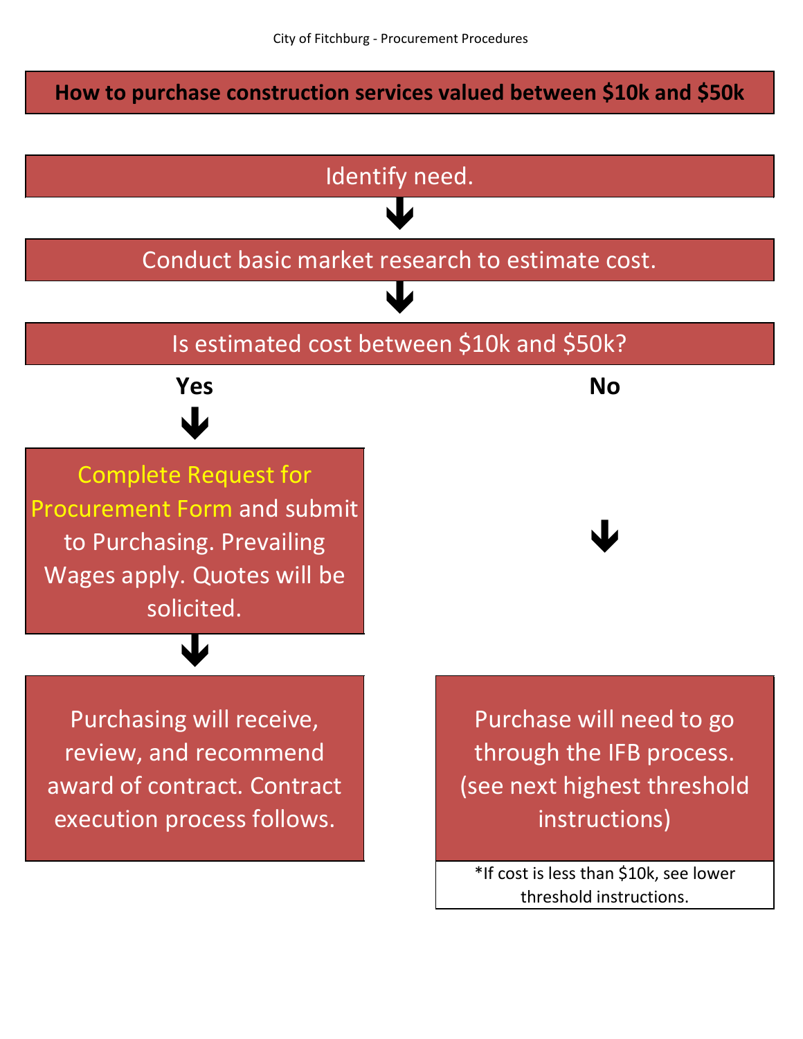# How to purchase construction services valued between $10k and $50k

Identify need.

↓

Conduct basic market research to estimate cost.

↓

Is estimated cost between $10k and $50k?

**Yes**

↓

Complete Request for Procurement Form and submit to Purchasing. Prevailing Wages apply. Quotes will be solicited.

↓

Purchasing will receive, review, and recommend award of contract. Contract execution process follows.

**No**

↓

Purchase will need to go through the IFB process. (see next highest threshold instructions)

*If cost is less than $10k, see lower threshold instructions.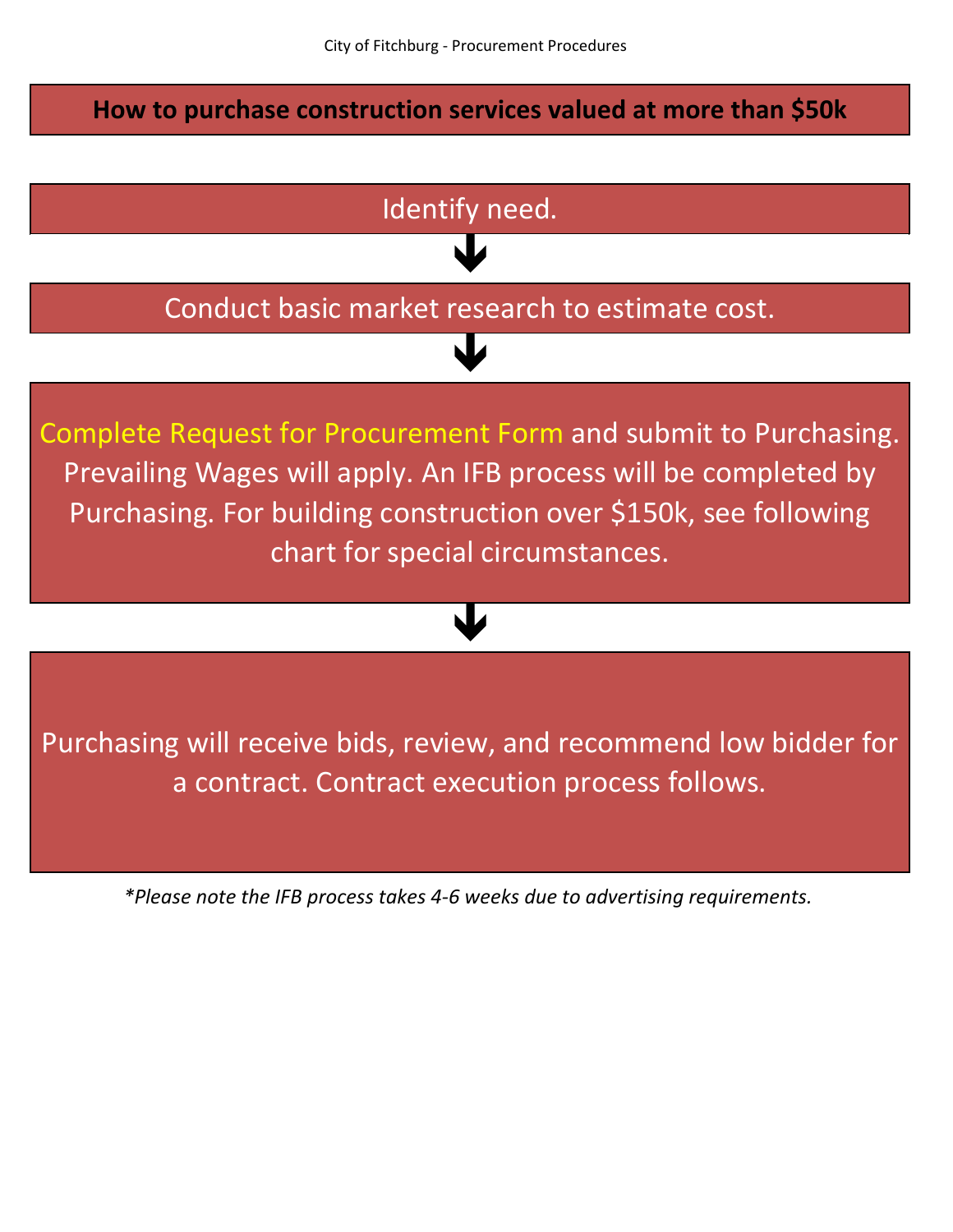# How to purchase construction services valued at more than $50k

Identify need.

↓

Conduct basic market research to estimate cost.

↓

Complete Request for Procurement Form and submit to Purchasing. Prevailing Wages will apply. An IFB process will be completed by Purchasing. For building construction over $150k, see following chart for special circumstances.

↓

Purchasing will receive bids, review, and recommend low bidder for a contract. Contract execution process follows.

*\*Please note the IFB process takes 4-6 weeks due to advertising requirements.*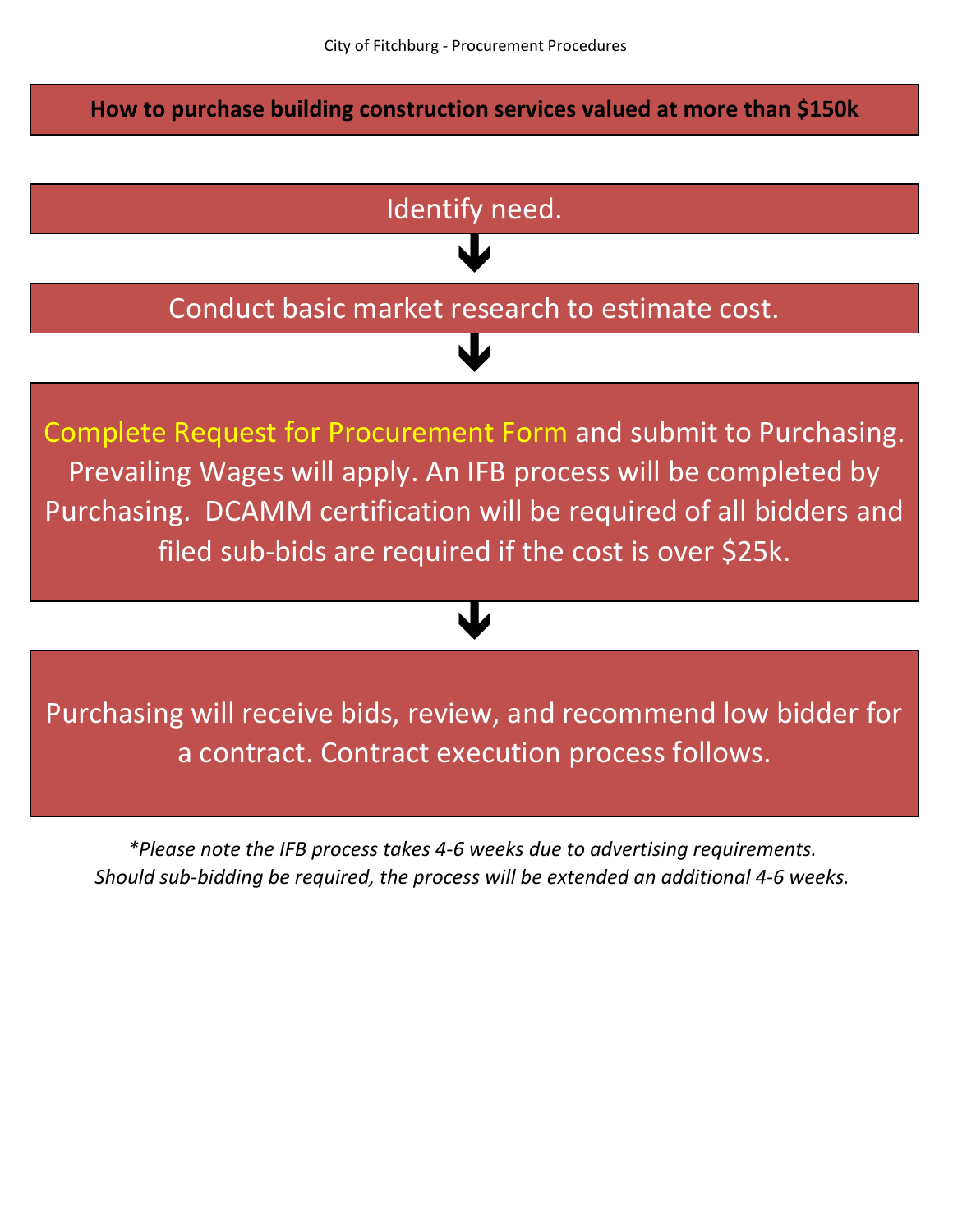**How to purchase building construction services valued at more than $150k**

Identify need.

↓

Conduct basic market research to estimate cost.

↓

Complete Request for Procurement Form and submit to Purchasing. Prevailing Wages will apply. An IFB process will be completed by Purchasing. DCAMM certification will be required of all bidders and filed sub-bids are required if the cost is over $25k.

↓

Purchasing will receive bids, review, and recommend low bidder for a contract. Contract execution process follows.

*\*Please note the IFB process takes 4-6 weeks due to advertising requirements. Should sub-bidding be required, the process will be extended an additional 4-6 weeks.*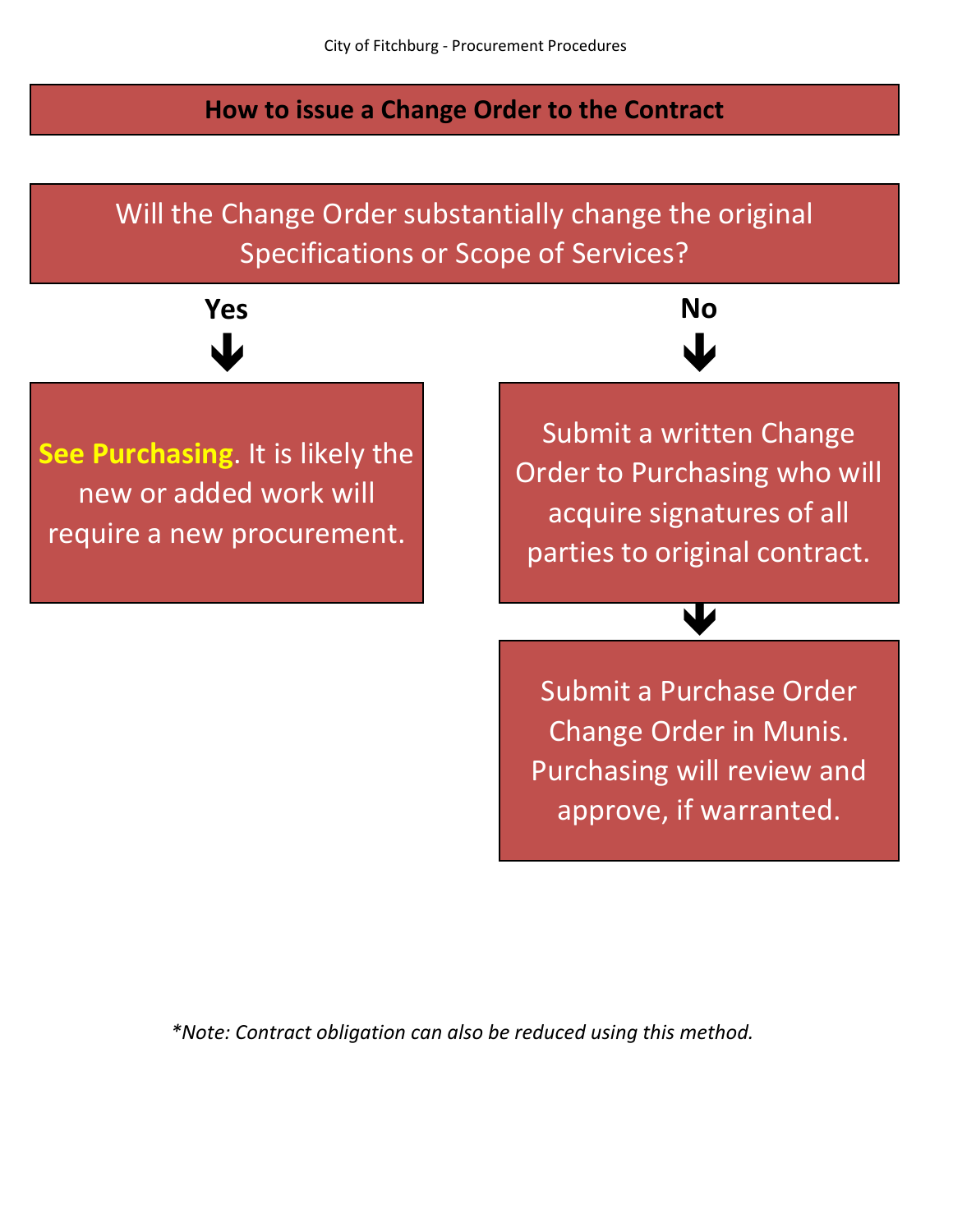## How to issue a Change Order to the Contract

Will the Change Order substantially change the original Specifications or Scope of Services?

**Yes**

**See Purchasing**. It is likely the new or added work will require a new procurement.

**No**

Submit a written Change Order to Purchasing who will acquire signatures of all parties to original contract.

Submit a Purchase Order Change Order in Munis. Purchasing will review and approve, if warranted.

*\*Note: Contract obligation can also be reduced using this method.*